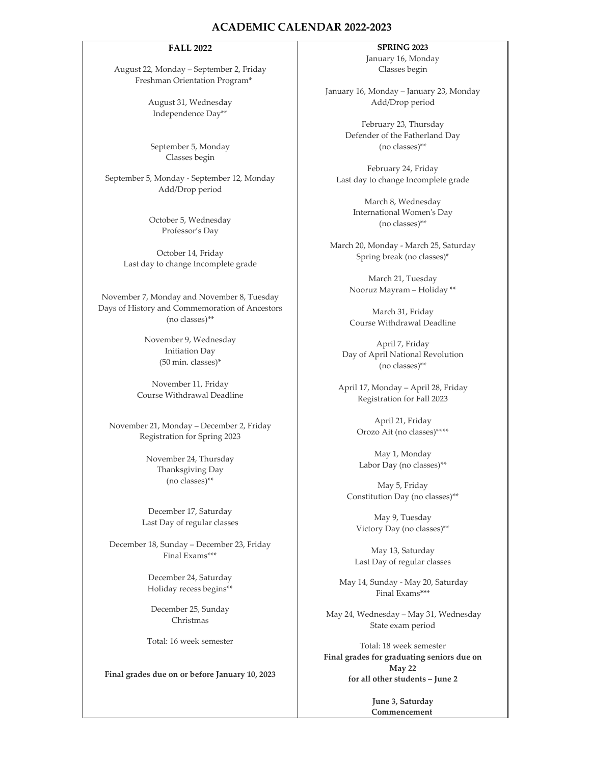# ACADEMIC CALENDAR 2022-2023

## FALL 2022

August 22, Monday – September 2, Friday
Freshman Orientation Program*

August 31, Wednesday
Independence Day**

September 5, Monday
Classes begin

September 5, Monday - September 12, Monday
Add/Drop period

October 5, Wednesday
Professor's Day

October 14, Friday
Last day to change Incomplete grade

November 7, Monday and November 8, Tuesday
Days of History and Commemoration of Ancestors
(no classes)**

November 9, Wednesday
Initiation Day
(50 min. classes)*

November 11, Friday
Course Withdrawal Deadline

November 21, Monday – December 2, Friday
Registration for Spring 2023

November 24, Thursday
Thanksgiving Day
(no classes)**

December 17, Saturday
Last Day of regular classes

December 18, Sunday – December 23, Friday
Final Exams***

December 24, Saturday
Holiday recess begins**

December 25, Sunday
Christmas

Total: 16 week semester

**Final grades due on or before January 10, 2023**

## SPRING 2023

January 16, Monday
Classes begin

January 16, Monday – January 23, Monday
Add/Drop period

February 23, Thursday
Defender of the Fatherland Day
(no classes)**

February 24, Friday
Last day to change Incomplete grade

March 8, Wednesday
International Women's Day
(no classes)**

March 20, Monday - March 25, Saturday
Spring break (no classes)*

March 21, Tuesday
Nooruz Mayram – Holiday **

March 31, Friday
Course Withdrawal Deadline

April 7, Friday
Day of April National Revolution
(no classes)**

April 17, Monday – April 28, Friday
Registration for Fall 2023

April 21, Friday
Orozo Ait (no classes)****

May 1, Monday
Labor Day (no classes)**

May 5, Friday
Constitution Day (no classes)**

May 9, Tuesday
Victory Day (no classes)**

May 13, Saturday
Last Day of regular classes

May 14, Sunday - May 20, Saturday
Final Exams***

May 24, Wednesday – May 31, Wednesday
State exam period

Total: 18 week semester

**Final grades for graduating seniors due on May 22**
**for all other students – June 2**

**June 3, Saturday**
**Commencement**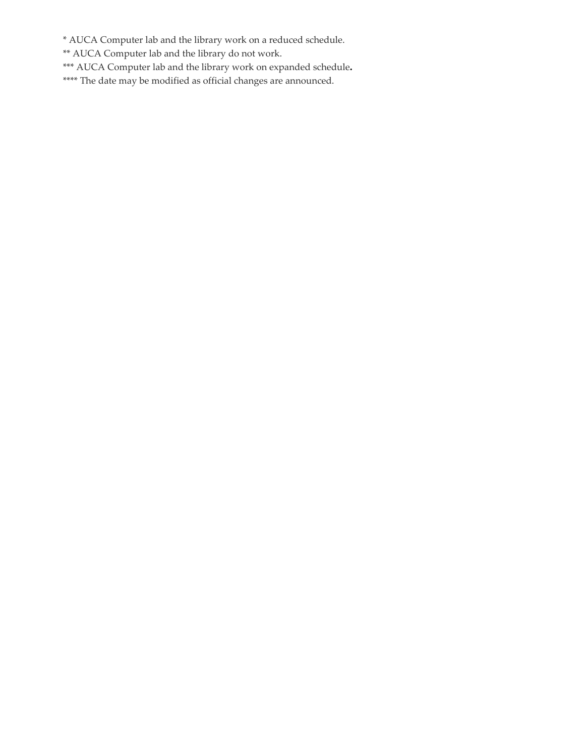* AUCA Computer lab and the library work on a reduced schedule.

** AUCA Computer lab and the library do not work.

*** AUCA Computer lab and the library work on expanded schedule**.**

**** The date may be modified as official changes are announced.